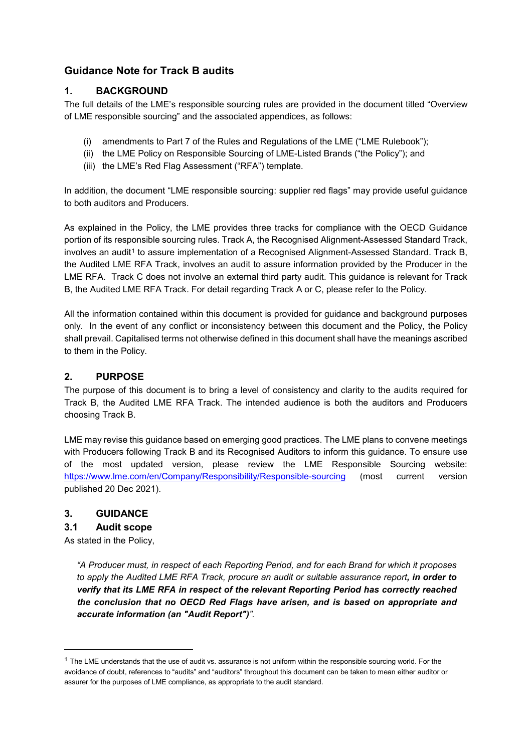# Guidance Note for Track B audits

## 1. BACKGROUND

The full details of the LME's responsible sourcing rules are provided in the document titled "Overview of LME responsible sourcing" and the associated appendices, as follows:

(i) amendments to Part 7 of the Rules and Regulations of the LME ("LME Rulebook");
(ii) the LME Policy on Responsible Sourcing of LME-Listed Brands ("the Policy"); and
(iii) the LME's Red Flag Assessment ("RFA") template.

In addition, the document "LME responsible sourcing: supplier red flags" may provide useful guidance to both auditors and Producers.

As explained in the Policy, the LME provides three tracks for compliance with the OECD Guidance portion of its responsible sourcing rules. Track A, the Recognised Alignment-Assessed Standard Track, involves an audit[1] to assure implementation of a Recognised Alignment-Assessed Standard. Track B, the Audited LME RFA Track, involves an audit to assure information provided by the Producer in the LME RFA. Track C does not involve an external third party audit. This guidance is relevant for Track B, the Audited LME RFA Track. For detail regarding Track A or C, please refer to the Policy.

All the information contained within this document is provided for guidance and background purposes only. In the event of any conflict or inconsistency between this document and the Policy, the Policy shall prevail. Capitalised terms not otherwise defined in this document shall have the meanings ascribed to them in the Policy.

## 2. PURPOSE

The purpose of this document is to bring a level of consistency and clarity to the audits required for Track B, the Audited LME RFA Track. The intended audience is both the auditors and Producers choosing Track B.

LME may revise this guidance based on emerging good practices. The LME plans to convene meetings with Producers following Track B and its Recognised Auditors to inform this guidance. To ensure use of the most updated version, please review the LME Responsible Sourcing website: [https://www.lme.com/en/Company/Responsibility/Responsible-sourcing](https://www.lme.com/en/Company/Responsibility/Responsible-sourcing) (most current version published 20 Dec 2021).

## 3. GUIDANCE

### 3.1 Audit scope

As stated in the Policy,

> *"A Producer must, in respect of each Reporting Period, and for each Brand for which it proposes to apply the Audited LME RFA Track, procure an audit or suitable assurance report**, in order to verify that its LME RFA in respect of the relevant Reporting Period has correctly reached the conclusion that no OECD Red Flags have arisen, and is based on appropriate and accurate information (an "Audit Report")**".*

---

[1] The LME understands that the use of audit vs. assurance is not uniform within the responsible sourcing world. For the avoidance of doubt, references to "audits" and "auditors" throughout this document can be taken to mean either auditor or assurer for the purposes of LME compliance, as appropriate to the audit standard.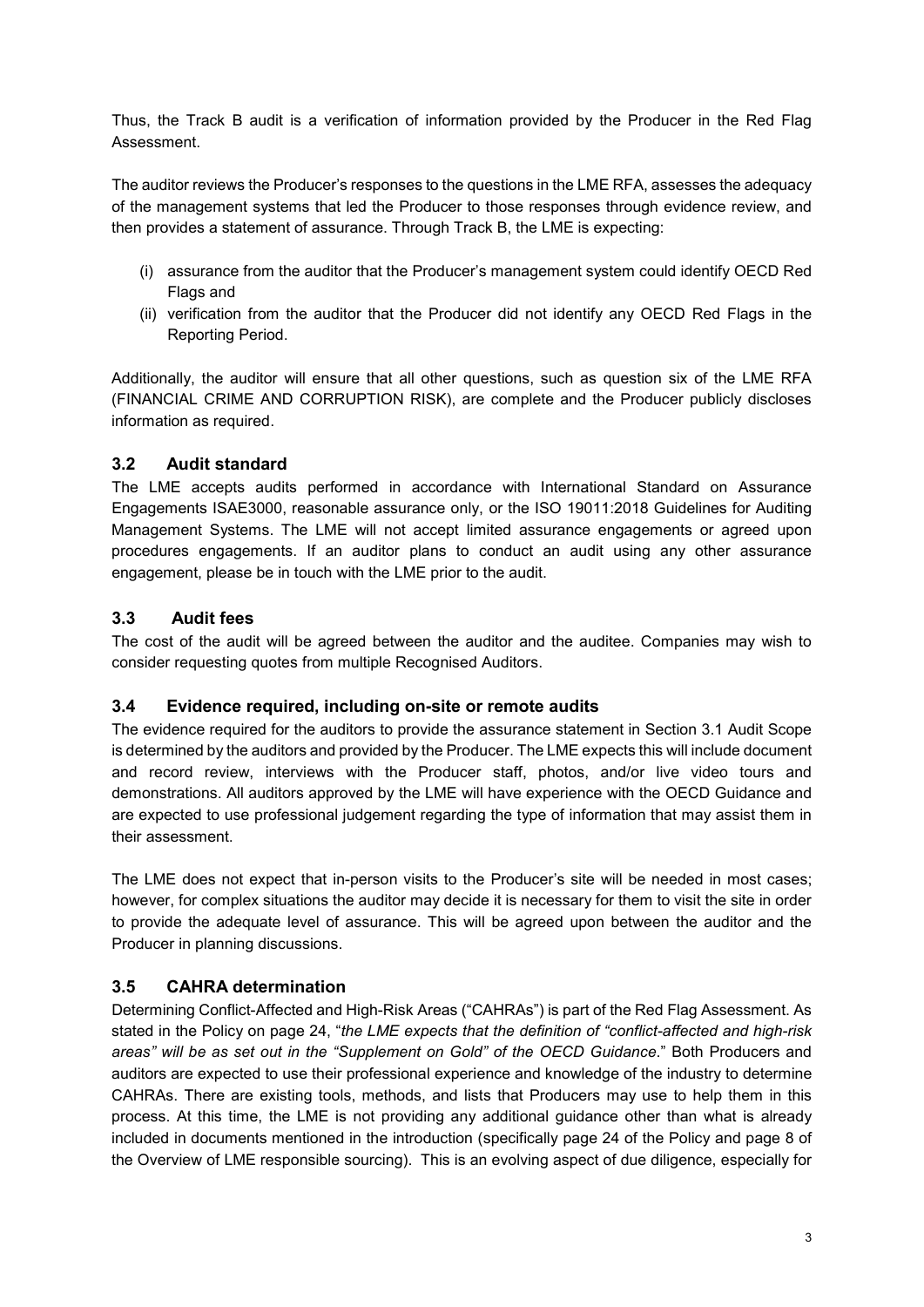Thus, the Track B audit is a verification of information provided by the Producer in the Red Flag Assessment.

The auditor reviews the Producer's responses to the questions in the LME RFA, assesses the adequacy of the management systems that led the Producer to those responses through evidence review, and then provides a statement of assurance. Through Track B, the LME is expecting:

(i) assurance from the auditor that the Producer's management system could identify OECD Red Flags and
(ii) verification from the auditor that the Producer did not identify any OECD Red Flags in the Reporting Period.

Additionally, the auditor will ensure that all other questions, such as question six of the LME RFA (FINANCIAL CRIME AND CORRUPTION RISK), are complete and the Producer publicly discloses information as required.

### 3.2 Audit standard

The LME accepts audits performed in accordance with International Standard on Assurance Engagements ISAE3000, reasonable assurance only, or the ISO 19011:2018 Guidelines for Auditing Management Systems. The LME will not accept limited assurance engagements or agreed upon procedures engagements. If an auditor plans to conduct an audit using any other assurance engagement, please be in touch with the LME prior to the audit.

### 3.3 Audit fees

The cost of the audit will be agreed between the auditor and the auditee. Companies may wish to consider requesting quotes from multiple Recognised Auditors.

### 3.4 Evidence required, including on-site or remote audits

The evidence required for the auditors to provide the assurance statement in Section 3.1 Audit Scope is determined by the auditors and provided by the Producer. The LME expects this will include document and record review, interviews with the Producer staff, photos, and/or live video tours and demonstrations. All auditors approved by the LME will have experience with the OECD Guidance and are expected to use professional judgement regarding the type of information that may assist them in their assessment.

The LME does not expect that in-person visits to the Producer's site will be needed in most cases; however, for complex situations the auditor may decide it is necessary for them to visit the site in order to provide the adequate level of assurance. This will be agreed upon between the auditor and the Producer in planning discussions.

### 3.5 CAHRA determination

Determining Conflict-Affected and High-Risk Areas ("CAHRAs") is part of the Red Flag Assessment. As stated in the Policy on page 24, "*the LME expects that the definition of "conflict-affected and high-risk areas" will be as set out in the "Supplement on Gold" of the OECD Guidance*." Both Producers and auditors are expected to use their professional experience and knowledge of the industry to determine CAHRAs. There are existing tools, methods, and lists that Producers may use to help them in this process. At this time, the LME is not providing any additional guidance other than what is already included in documents mentioned in the introduction (specifically page 24 of the Policy and page 8 of the Overview of LME responsible sourcing). This is an evolving aspect of due diligence, especially for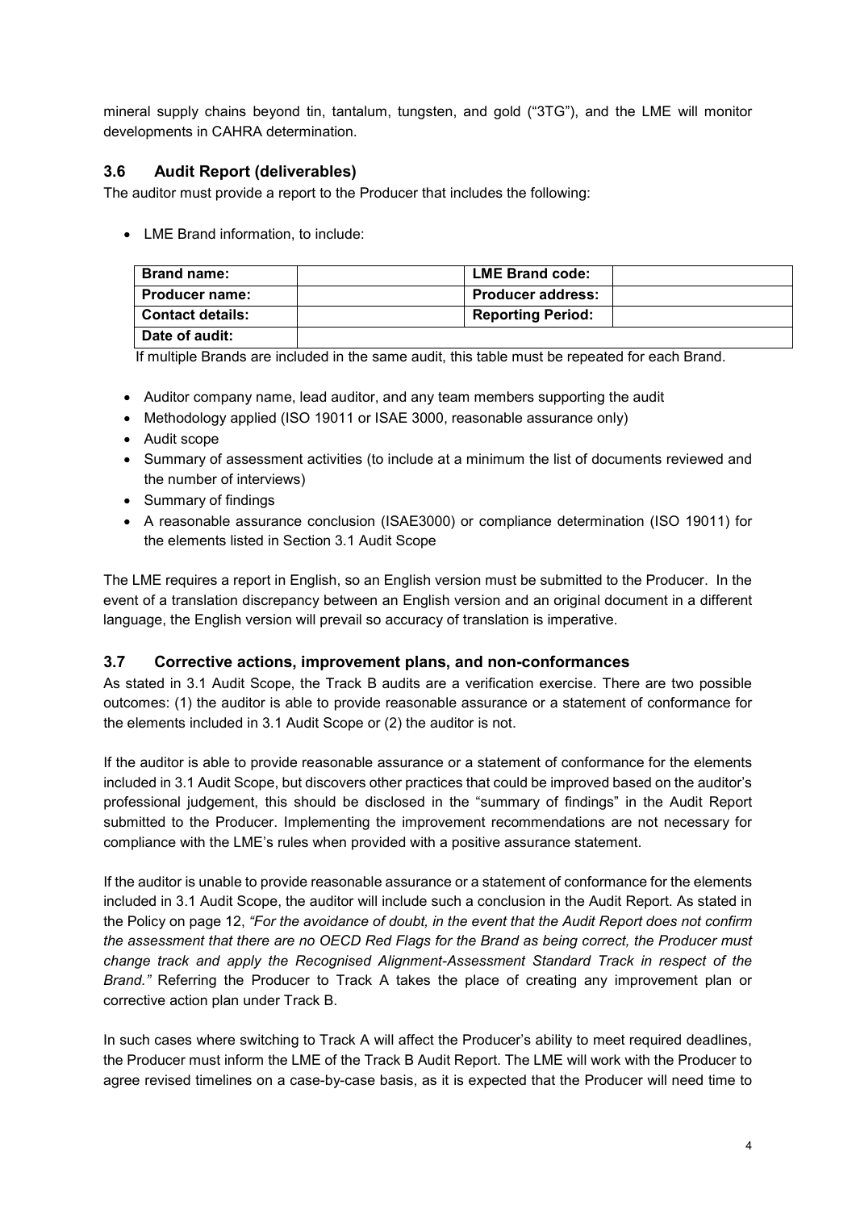mineral supply chains beyond tin, tantalum, tungsten, and gold ("3TG"), and the LME will monitor developments in CAHRA determination.

### 3.6 Audit Report (deliverables)

The auditor must provide a report to the Producer that includes the following:

- LME Brand information, to include:

| **Brand name:** | | **LME Brand code:** | |
|---|---|---|---|
| **Producer name:** | | **Producer address:** | |
| **Contact details:** | | **Reporting Period:** | |
| **Date of audit:** | | | |

If multiple Brands are included in the same audit, this table must be repeated for each Brand.

- Auditor company name, lead auditor, and any team members supporting the audit
- Methodology applied (ISO 19011 or ISAE 3000, reasonable assurance only)
- Audit scope
- Summary of assessment activities (to include at a minimum the list of documents reviewed and the number of interviews)
- Summary of findings
- A reasonable assurance conclusion (ISAE3000) or compliance determination (ISO 19011) for the elements listed in Section 3.1 Audit Scope

The LME requires a report in English, so an English version must be submitted to the Producer. In the event of a translation discrepancy between an English version and an original document in a different language, the English version will prevail so accuracy of translation is imperative.

### 3.7 Corrective actions, improvement plans, and non-conformances

As stated in 3.1 Audit Scope, the Track B audits are a verification exercise. There are two possible outcomes: (1) the auditor is able to provide reasonable assurance or a statement of conformance for the elements included in 3.1 Audit Scope or (2) the auditor is not.

If the auditor is able to provide reasonable assurance or a statement of conformance for the elements included in 3.1 Audit Scope, but discovers other practices that could be improved based on the auditor's professional judgement, this should be disclosed in the "summary of findings" in the Audit Report submitted to the Producer. Implementing the improvement recommendations are not necessary for compliance with the LME's rules when provided with a positive assurance statement.

If the auditor is unable to provide reasonable assurance or a statement of conformance for the elements included in 3.1 Audit Scope, the auditor will include such a conclusion in the Audit Report. As stated in the Policy on page 12, *"For the avoidance of doubt, in the event that the Audit Report does not confirm the assessment that there are no OECD Red Flags for the Brand as being correct, the Producer must change track and apply the Recognised Alignment-Assessment Standard Track in respect of the Brand."* Referring the Producer to Track A takes the place of creating any improvement plan or corrective action plan under Track B.

In such cases where switching to Track A will affect the Producer's ability to meet required deadlines, the Producer must inform the LME of the Track B Audit Report. The LME will work with the Producer to agree revised timelines on a case-by-case basis, as it is expected that the Producer will need time to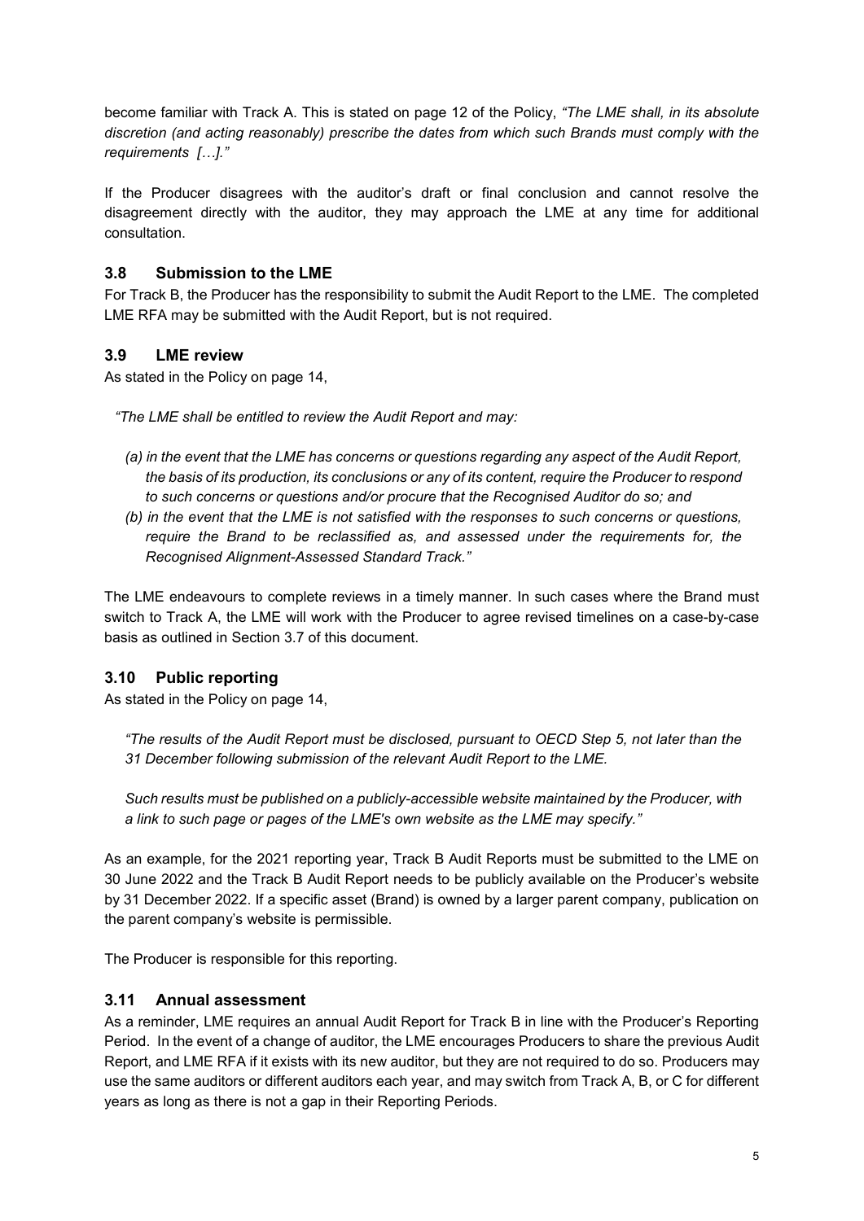become familiar with Track A. This is stated on page 12 of the Policy, *"The LME shall, in its absolute discretion (and acting reasonably) prescribe the dates from which such Brands must comply with the requirements […]."*

If the Producer disagrees with the auditor's draft or final conclusion and cannot resolve the disagreement directly with the auditor, they may approach the LME at any time for additional consultation.

### 3.8 Submission to the LME

For Track B, the Producer has the responsibility to submit the Audit Report to the LME. The completed LME RFA may be submitted with the Audit Report, but is not required.

### 3.9 LME review

As stated in the Policy on page 14,

*"The LME shall be entitled to review the Audit Report and may:*

*(a) in the event that the LME has concerns or questions regarding any aspect of the Audit Report, the basis of its production, its conclusions or any of its content, require the Producer to respond to such concerns or questions and/or procure that the Recognised Auditor do so; and*

*(b) in the event that the LME is not satisfied with the responses to such concerns or questions, require the Brand to be reclassified as, and assessed under the requirements for, the Recognised Alignment-Assessed Standard Track."*

The LME endeavours to complete reviews in a timely manner. In such cases where the Brand must switch to Track A, the LME will work with the Producer to agree revised timelines on a case-by-case basis as outlined in Section 3.7 of this document.

### 3.10 Public reporting

As stated in the Policy on page 14,

*"The results of the Audit Report must be disclosed, pursuant to OECD Step 5, not later than the 31 December following submission of the relevant Audit Report to the LME.*

*Such results must be published on a publicly-accessible website maintained by the Producer, with a link to such page or pages of the LME's own website as the LME may specify."*

As an example, for the 2021 reporting year, Track B Audit Reports must be submitted to the LME on 30 June 2022 and the Track B Audit Report needs to be publicly available on the Producer's website by 31 December 2022. If a specific asset (Brand) is owned by a larger parent company, publication on the parent company's website is permissible.

The Producer is responsible for this reporting.

### 3.11 Annual assessment

As a reminder, LME requires an annual Audit Report for Track B in line with the Producer's Reporting Period. In the event of a change of auditor, the LME encourages Producers to share the previous Audit Report, and LME RFA if it exists with its new auditor, but they are not required to do so. Producers may use the same auditors or different auditors each year, and may switch from Track A, B, or C for different years as long as there is not a gap in their Reporting Periods.